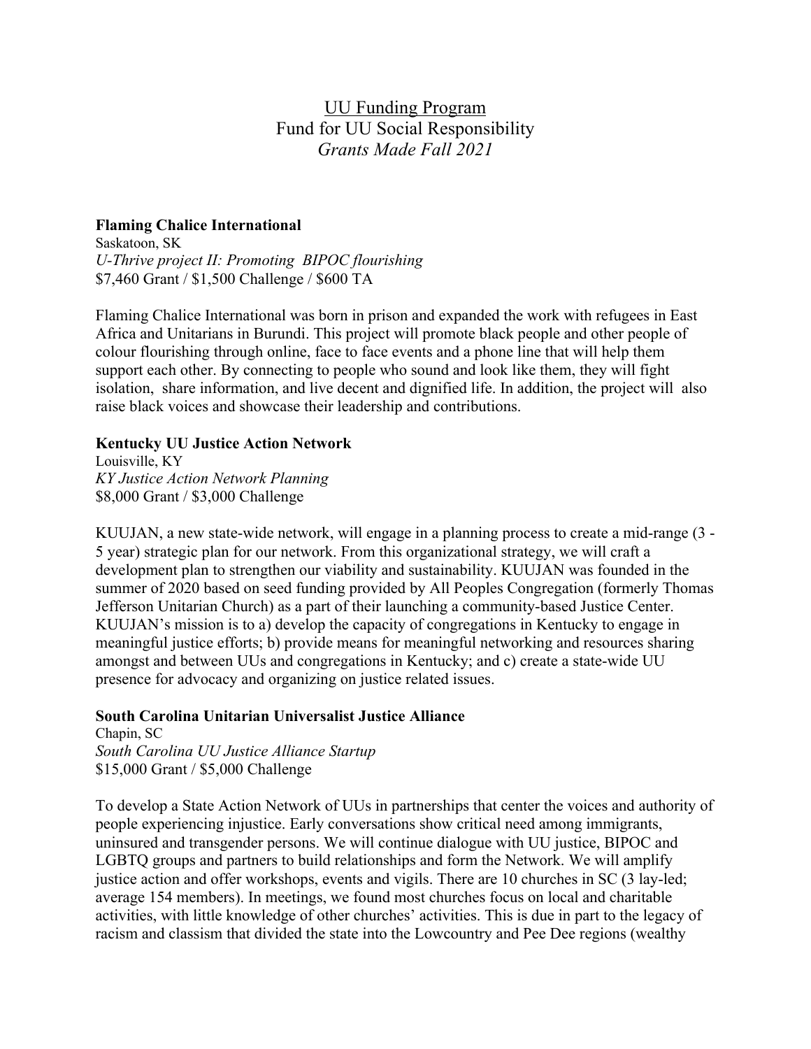# <u>UU Funding Program</u>

## Fund for UU Social Responsibility

### *Grants Made Fall 2021*

**Flaming Chalice International**
Saskatoon, SK
*U-Thrive project II: Promoting BIPOC flourishing*
$7,460 Grant / $1,500 Challenge / $600 TA

Flaming Chalice International was born in prison and expanded the work with refugees in East Africa and Unitarians in Burundi. This project will promote black people and other people of colour flourishing through online, face to face events and a phone line that will help them support each other. By connecting to people who sound and look like them, they will fight isolation, share information, and live decent and dignified life. In addition, the project will also raise black voices and showcase their leadership and contributions.

**Kentucky UU Justice Action Network**
Louisville, KY
*KY Justice Action Network Planning*
$8,000 Grant / $3,000 Challenge

KUUJAN, a new state-wide network, will engage in a planning process to create a mid-range (3 - 5 year) strategic plan for our network. From this organizational strategy, we will craft a development plan to strengthen our viability and sustainability. KUUJAN was founded in the summer of 2020 based on seed funding provided by All Peoples Congregation (formerly Thomas Jefferson Unitarian Church) as a part of their launching a community-based Justice Center. KUUJAN's mission is to a) develop the capacity of congregations in Kentucky to engage in meaningful justice efforts; b) provide means for meaningful networking and resources sharing amongst and between UUs and congregations in Kentucky; and c) create a state-wide UU presence for advocacy and organizing on justice related issues.

**South Carolina Unitarian Universalist Justice Alliance**
Chapin, SC
*South Carolina UU Justice Alliance Startup*
$15,000 Grant / $5,000 Challenge

To develop a State Action Network of UUs in partnerships that center the voices and authority of people experiencing injustice. Early conversations show critical need among immigrants, uninsured and transgender persons. We will continue dialogue with UU justice, BIPOC and LGBTQ groups and partners to build relationships and form the Network. We will amplify justice action and offer workshops, events and vigils. There are 10 churches in SC (3 lay-led; average 154 members). In meetings, we found most churches focus on local and charitable activities, with little knowledge of other churches' activities. This is due in part to the legacy of racism and classism that divided the state into the Lowcountry and Pee Dee regions (wealthy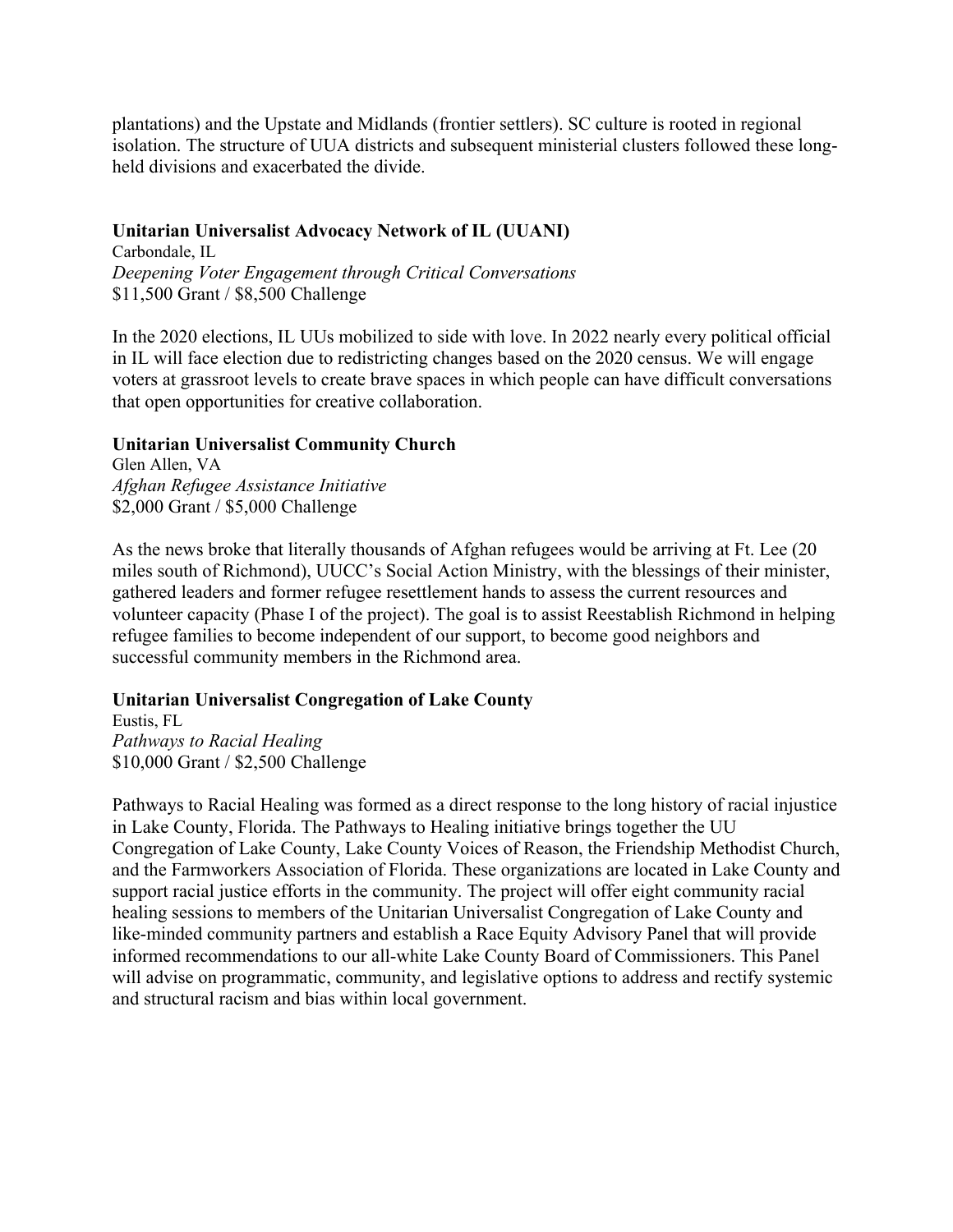plantations) and the Upstate and Midlands (frontier settlers). SC culture is rooted in regional isolation. The structure of UUA districts and subsequent ministerial clusters followed these long-held divisions and exacerbated the divide.

**Unitarian Universalist Advocacy Network of IL (UUANI)**
Carbondale, IL
*Deepening Voter Engagement through Critical Conversations*
$11,500 Grant / $8,500 Challenge

In the 2020 elections, IL UUs mobilized to side with love. In 2022 nearly every political official in IL will face election due to redistricting changes based on the 2020 census. We will engage voters at grassroot levels to create brave spaces in which people can have difficult conversations that open opportunities for creative collaboration.

**Unitarian Universalist Community Church**
Glen Allen, VA
*Afghan Refugee Assistance Initiative*
$2,000 Grant / $5,000 Challenge

As the news broke that literally thousands of Afghan refugees would be arriving at Ft. Lee (20 miles south of Richmond), UUCC's Social Action Ministry, with the blessings of their minister, gathered leaders and former refugee resettlement hands to assess the current resources and volunteer capacity (Phase I of the project). The goal is to assist Reestablish Richmond in helping refugee families to become independent of our support, to become good neighbors and successful community members in the Richmond area.

**Unitarian Universalist Congregation of Lake County**
Eustis, FL
*Pathways to Racial Healing*
$10,000 Grant / $2,500 Challenge

Pathways to Racial Healing was formed as a direct response to the long history of racial injustice in Lake County, Florida. The Pathways to Healing initiative brings together the UU Congregation of Lake County, Lake County Voices of Reason, the Friendship Methodist Church, and the Farmworkers Association of Florida. These organizations are located in Lake County and support racial justice efforts in the community. The project will offer eight community racial healing sessions to members of the Unitarian Universalist Congregation of Lake County and like-minded community partners and establish a Race Equity Advisory Panel that will provide informed recommendations to our all-white Lake County Board of Commissioners. This Panel will advise on programmatic, community, and legislative options to address and rectify systemic and structural racism and bias within local government.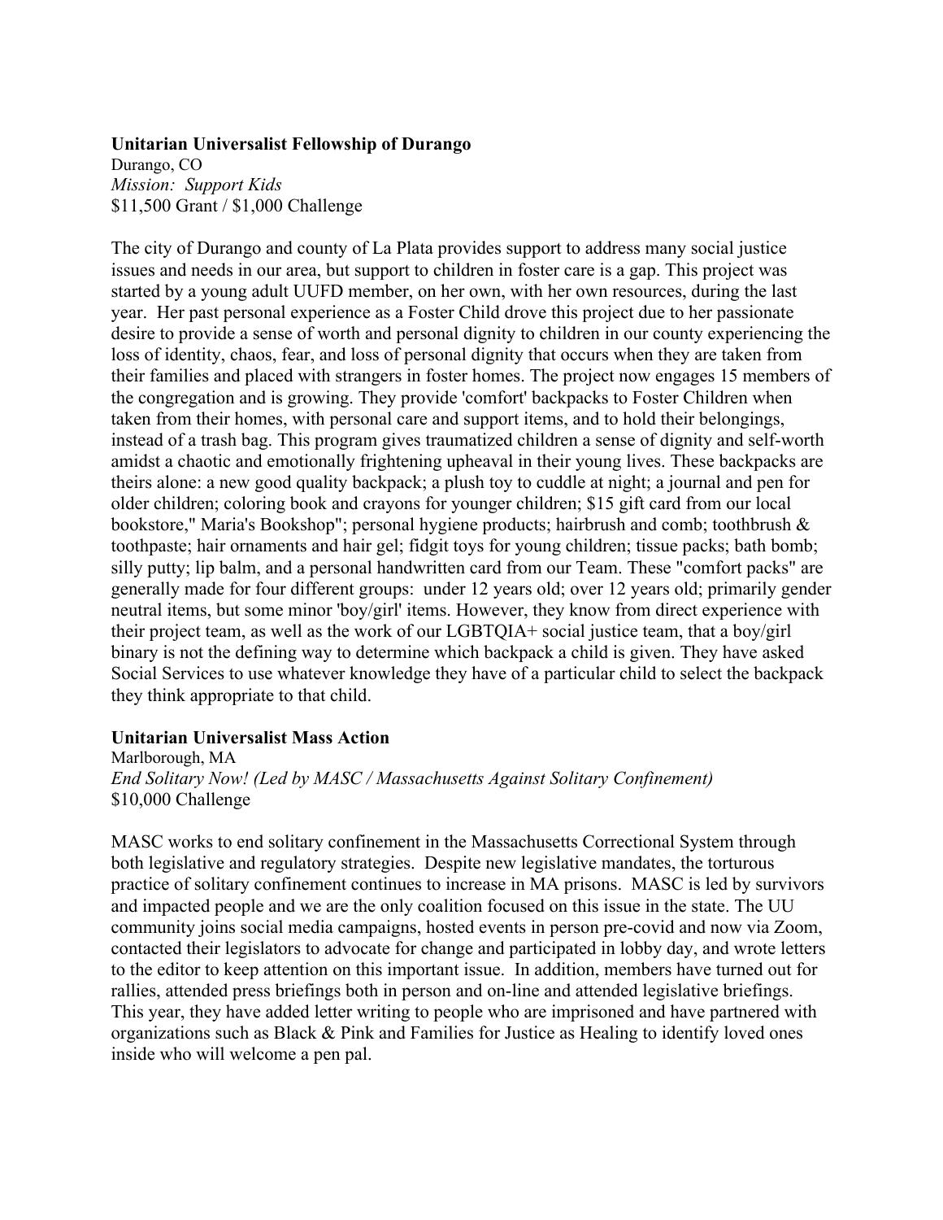**Unitarian Universalist Fellowship of Durango**
Durango, CO
*Mission: Support Kids*
$11,500 Grant / $1,000 Challenge

The city of Durango and county of La Plata provides support to address many social justice issues and needs in our area, but support to children in foster care is a gap. This project was started by a young adult UUFD member, on her own, with her own resources, during the last year. Her past personal experience as a Foster Child drove this project due to her passionate desire to provide a sense of worth and personal dignity to children in our county experiencing the loss of identity, chaos, fear, and loss of personal dignity that occurs when they are taken from their families and placed with strangers in foster homes. The project now engages 15 members of the congregation and is growing. They provide 'comfort' backpacks to Foster Children when taken from their homes, with personal care and support items, and to hold their belongings, instead of a trash bag. This program gives traumatized children a sense of dignity and self-worth amidst a chaotic and emotionally frightening upheaval in their young lives. These backpacks are theirs alone: a new good quality backpack; a plush toy to cuddle at night; a journal and pen for older children; coloring book and crayons for younger children; $15 gift card from our local bookstore," Maria's Bookshop"; personal hygiene products; hairbrush and comb; toothbrush & toothpaste; hair ornaments and hair gel; fidgit toys for young children; tissue packs; bath bomb; silly putty; lip balm, and a personal handwritten card from our Team. These "comfort packs" are generally made for four different groups: under 12 years old; over 12 years old; primarily gender neutral items, but some minor 'boy/girl' items. However, they know from direct experience with their project team, as well as the work of our LGBTQIA+ social justice team, that a boy/girl binary is not the defining way to determine which backpack a child is given. They have asked Social Services to use whatever knowledge they have of a particular child to select the backpack they think appropriate to that child.

**Unitarian Universalist Mass Action**
Marlborough, MA
*End Solitary Now! (Led by MASC / Massachusetts Against Solitary Confinement)*
$10,000 Challenge

MASC works to end solitary confinement in the Massachusetts Correctional System through both legislative and regulatory strategies. Despite new legislative mandates, the torturous practice of solitary confinement continues to increase in MA prisons. MASC is led by survivors and impacted people and we are the only coalition focused on this issue in the state. The UU community joins social media campaigns, hosted events in person pre-covid and now via Zoom, contacted their legislators to advocate for change and participated in lobby day, and wrote letters to the editor to keep attention on this important issue. In addition, members have turned out for rallies, attended press briefings both in person and on-line and attended legislative briefings. This year, they have added letter writing to people who are imprisoned and have partnered with organizations such as Black & Pink and Families for Justice as Healing to identify loved ones inside who will welcome a pen pal.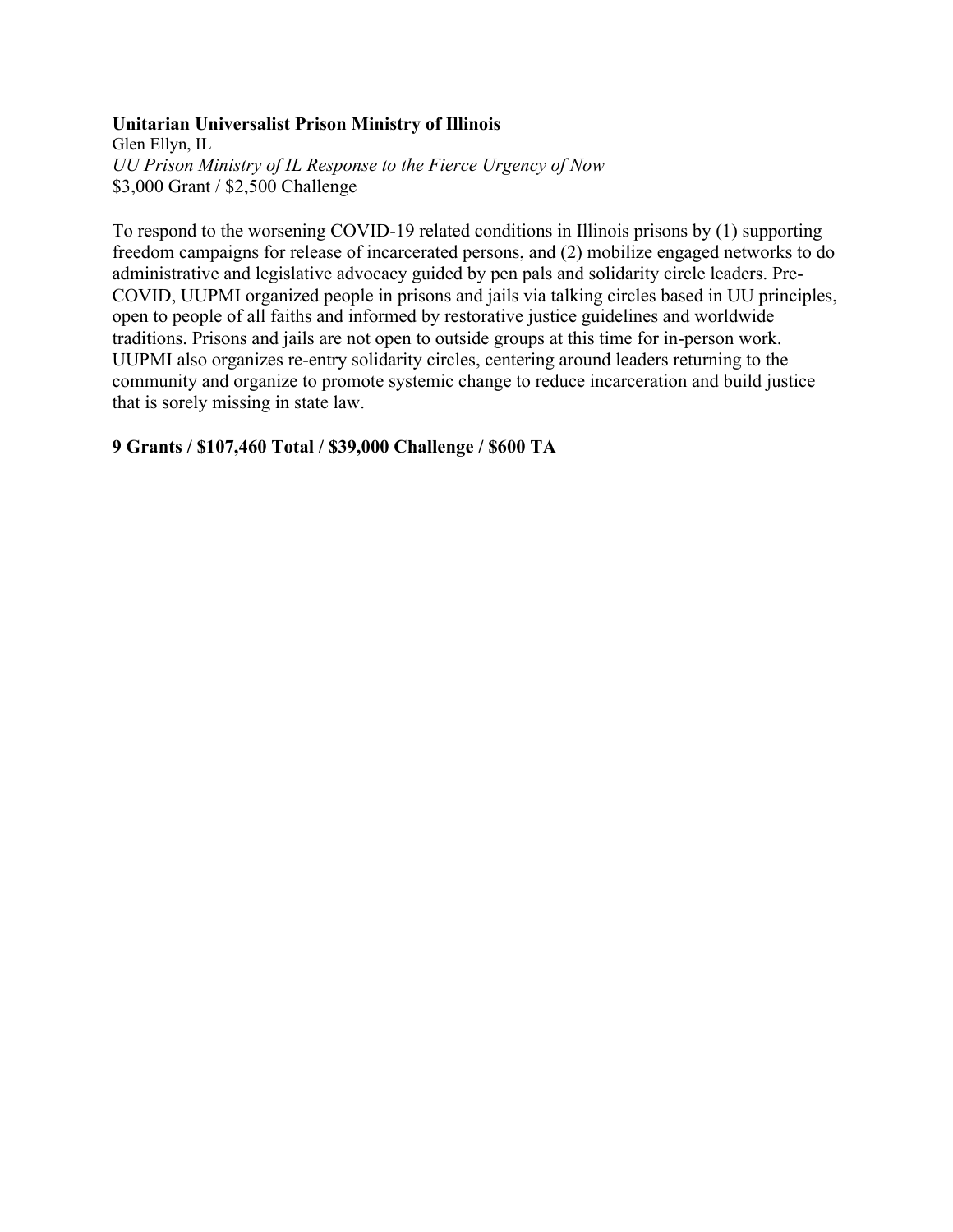**Unitarian Universalist Prison Ministry of Illinois**
Glen Ellyn, IL
*UU Prison Ministry of IL Response to the Fierce Urgency of Now*
$3,000 Grant / $2,500 Challenge

To respond to the worsening COVID-19 related conditions in Illinois prisons by (1) supporting freedom campaigns for release of incarcerated persons, and (2) mobilize engaged networks to do administrative and legislative advocacy guided by pen pals and solidarity circle leaders. Pre-COVID, UUPMI organized people in prisons and jails via talking circles based in UU principles, open to people of all faiths and informed by restorative justice guidelines and worldwide traditions. Prisons and jails are not open to outside groups at this time for in-person work. UUPMI also organizes re-entry solidarity circles, centering around leaders returning to the community and organize to promote systemic change to reduce incarceration and build justice that is sorely missing in state law.

**9 Grants / $107,460 Total / $39,000 Challenge / $600 TA**